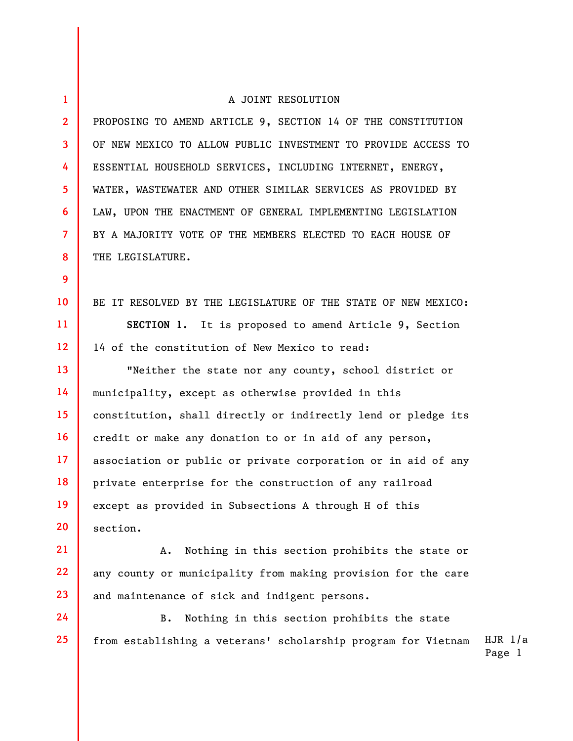A JOINT RESOLUTION

PROPOSING TO AMEND ARTICLE 9, SECTION 14 OF THE CONSTITUTION OF NEW MEXICO TO ALLOW PUBLIC INVESTMENT TO PROVIDE ACCESS TO ESSENTIAL HOUSEHOLD SERVICES, INCLUDING INTERNET, ENERGY, WATER, WASTEWATER AND OTHER SIMILAR SERVICES AS PROVIDED BY LAW, UPON THE ENACTMENT OF GENERAL IMPLEMENTING LEGISLATION BY A MAJORITY VOTE OF THE MEMBERS ELECTED TO EACH HOUSE OF THE LEGISLATURE.

BE IT RESOLVED BY THE LEGISLATURE OF THE STATE OF NEW MEXICO:

**SECTION 1.** It is proposed to amend Article 9, Section 14 of the constitution of New Mexico to read:

"Neither the state nor any county, school district or municipality, except as otherwise provided in this constitution, shall directly or indirectly lend or pledge its credit or make any donation to or in aid of any person, association or public or private corporation or in aid of any private enterprise for the construction of any railroad except as provided in Subsections A through H of this section.

A. Nothing in this section prohibits the state or any county or municipality from making provision for the care and maintenance of sick and indigent persons.

B. Nothing in this section prohibits the state from establishing a veterans' scholarship program for Vietnam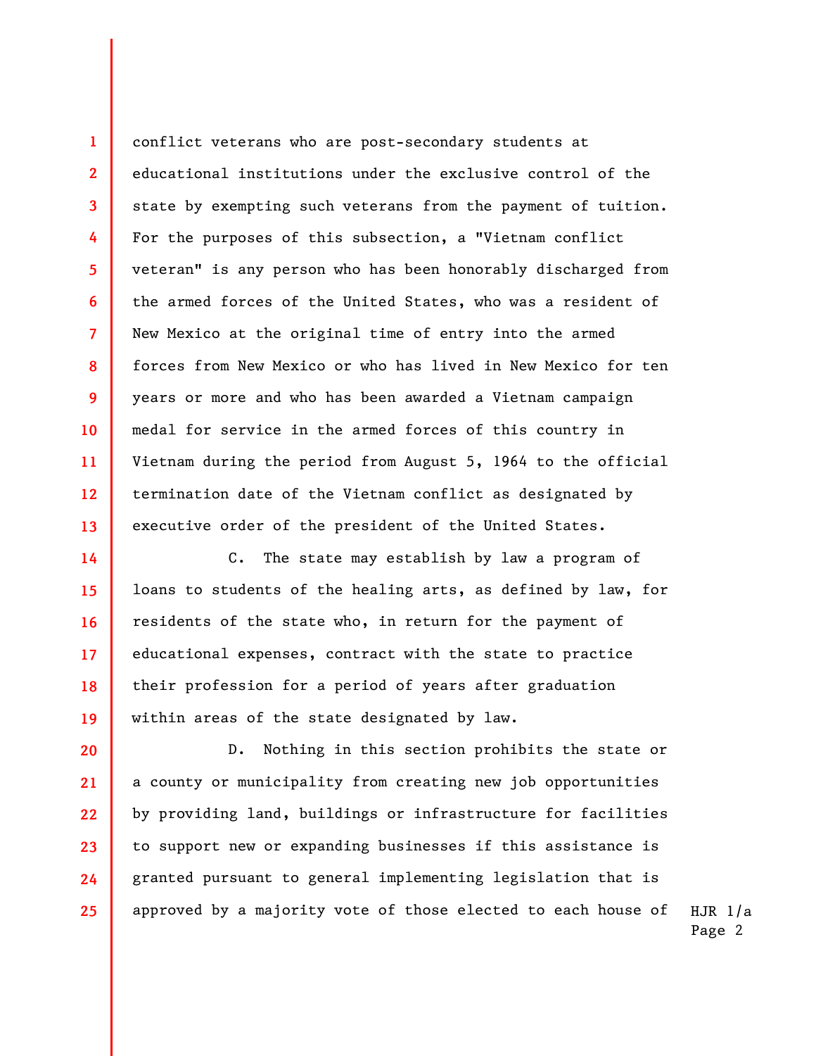conflict veterans who are post-secondary students at educational institutions under the exclusive control of the state by exempting such veterans from the payment of tuition. For the purposes of this subsection, a "Vietnam conflict veteran" is any person who has been honorably discharged from the armed forces of the United States, who was a resident of New Mexico at the original time of entry into the armed forces from New Mexico or who has lived in New Mexico for ten years or more and who has been awarded a Vietnam campaign medal for service in the armed forces of this country in Vietnam during the period from August 5, 1964 to the official termination date of the Vietnam conflict as designated by executive order of the president of the United States.

C. The state may establish by law a program of loans to students of the healing arts, as defined by law, for residents of the state who, in return for the payment of educational expenses, contract with the state to practice their profession for a period of years after graduation within areas of the state designated by law.

D. Nothing in this section prohibits the state or a county or municipality from creating new job opportunities by providing land, buildings or infrastructure for facilities to support new or expanding businesses if this assistance is granted pursuant to general implementing legislation that is approved by a majority vote of those elected to each house of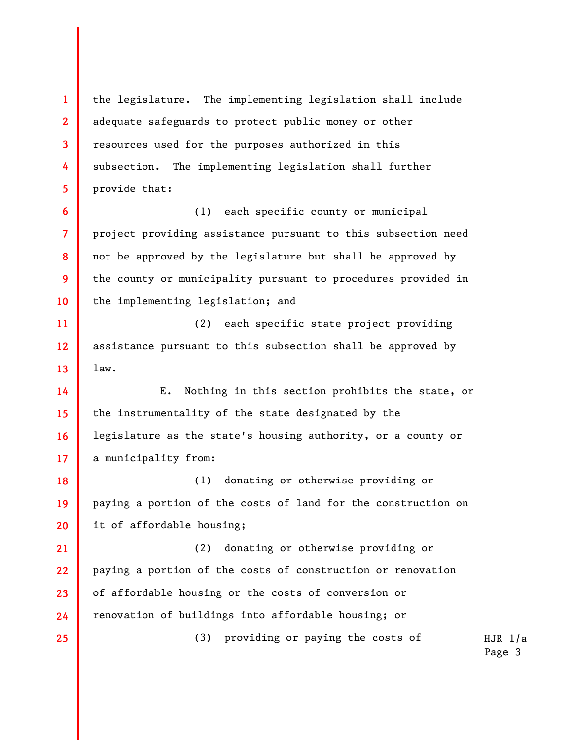the legislature. The implementing legislation shall include adequate safeguards to protect public money or other resources used for the purposes authorized in this subsection. The implementing legislation shall further provide that:

(1) each specific county or municipal project providing assistance pursuant to this subsection need not be approved by the legislature but shall be approved by the county or municipality pursuant to procedures provided in the implementing legislation; and

(2) each specific state project providing assistance pursuant to this subsection shall be approved by law.

E. Nothing in this section prohibits the state, or the instrumentality of the state designated by the legislature as the state's housing authority, or a county or a municipality from:

(1) donating or otherwise providing or paying a portion of the costs of land for the construction on it of affordable housing;

(2) donating or otherwise providing or paying a portion of the costs of construction or renovation of affordable housing or the costs of conversion or renovation of buildings into affordable housing; or

(3) providing or paying the costs of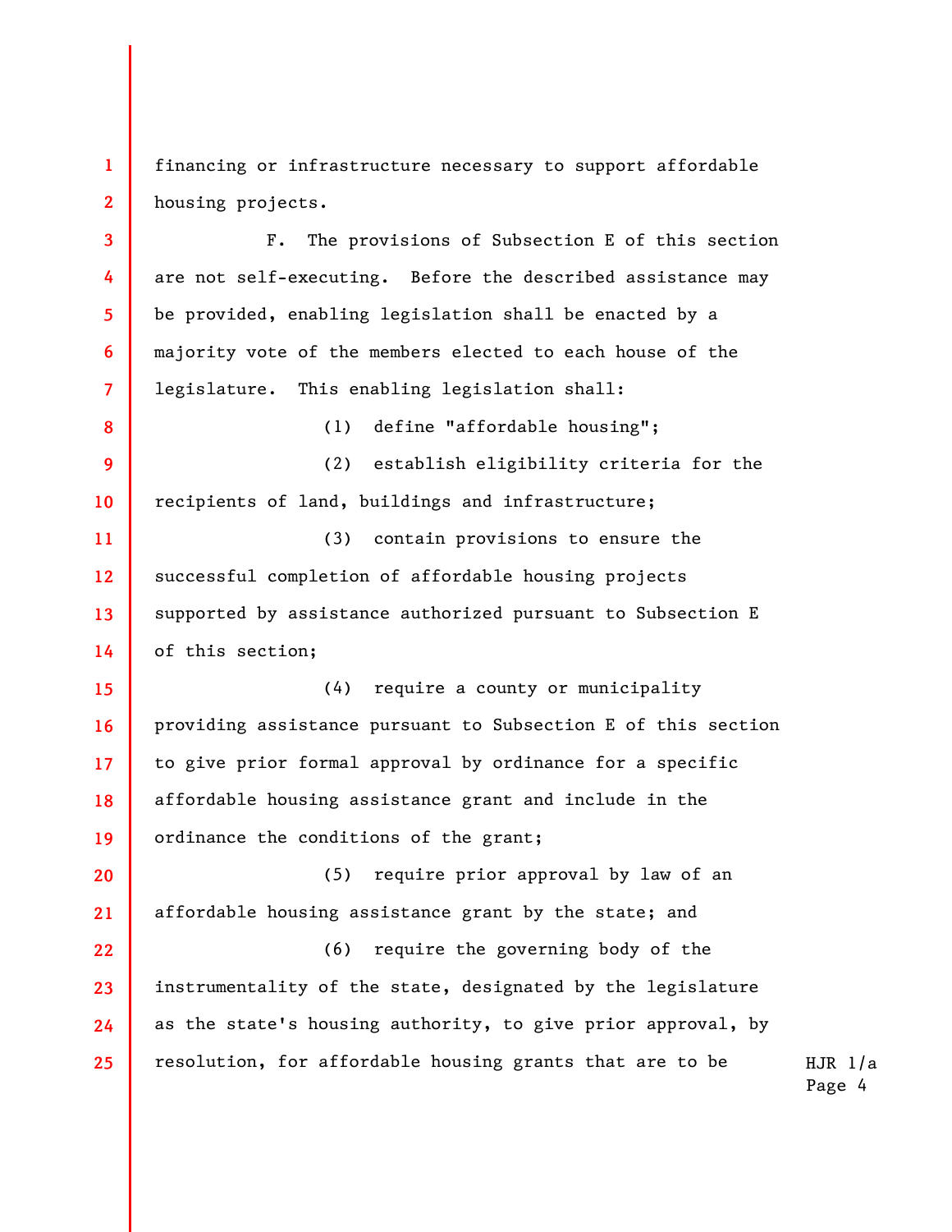financing or infrastructure necessary to support affordable housing projects.

F. The provisions of Subsection E of this section are not self-executing. Before the described assistance may be provided, enabling legislation shall be enacted by a majority vote of the members elected to each house of the legislature. This enabling legislation shall:

(1) define "affordable housing";

(2) establish eligibility criteria for the recipients of land, buildings and infrastructure;

(3) contain provisions to ensure the successful completion of affordable housing projects supported by assistance authorized pursuant to Subsection E of this section;

(4) require a county or municipality providing assistance pursuant to Subsection E of this section to give prior formal approval by ordinance for a specific affordable housing assistance grant and include in the ordinance the conditions of the grant;

(5) require prior approval by law of an affordable housing assistance grant by the state; and

(6) require the governing body of the instrumentality of the state, designated by the legislature as the state's housing authority, to give prior approval, by resolution, for affordable housing grants that are to be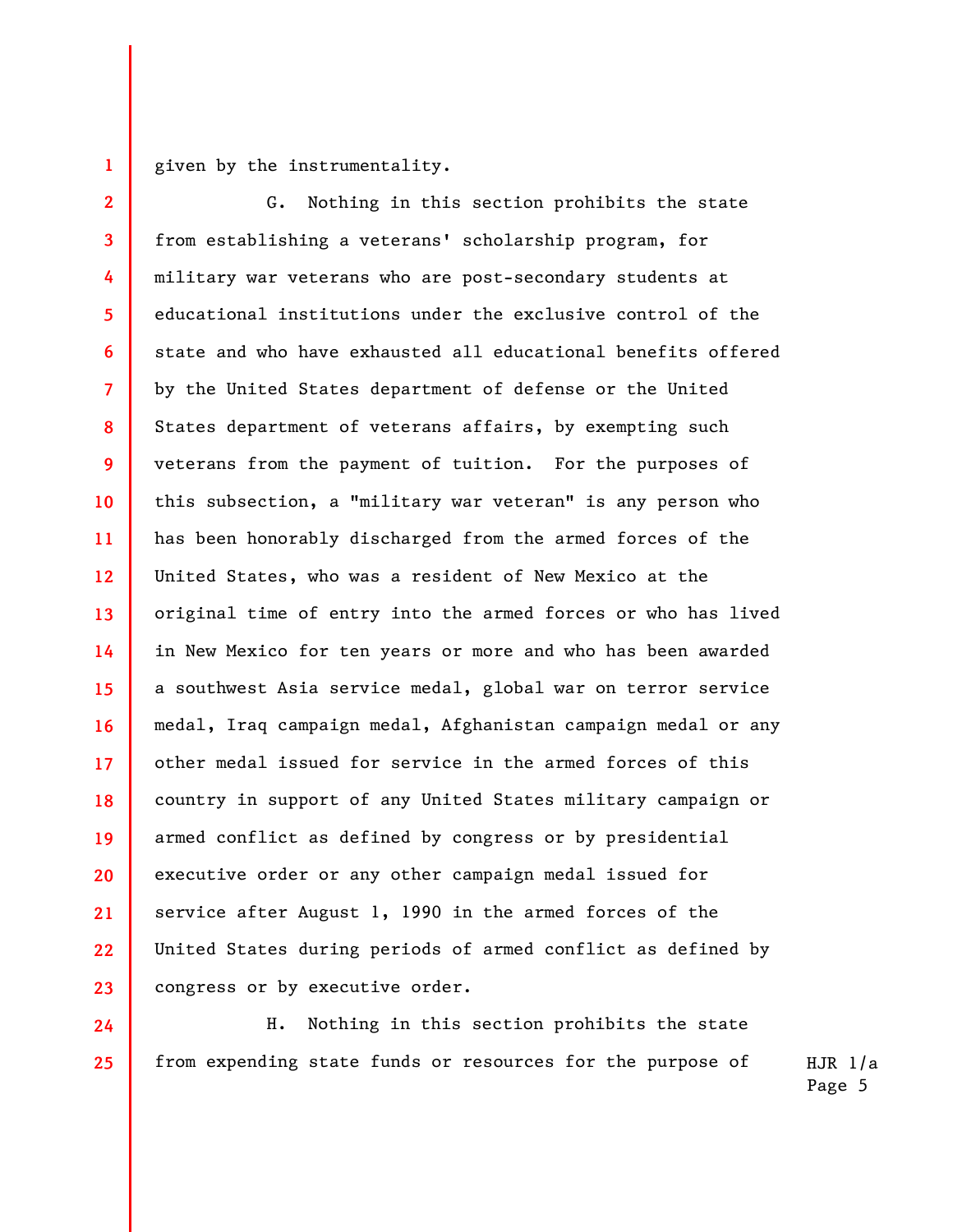given by the instrumentality.

G. Nothing in this section prohibits the state from establishing a veterans' scholarship program, for military war veterans who are post-secondary students at educational institutions under the exclusive control of the state and who have exhausted all educational benefits offered by the United States department of defense or the United States department of veterans affairs, by exempting such veterans from the payment of tuition. For the purposes of this subsection, a "military war veteran" is any person who has been honorably discharged from the armed forces of the United States, who was a resident of New Mexico at the original time of entry into the armed forces or who has lived in New Mexico for ten years or more and who has been awarded a southwest Asia service medal, global war on terror service medal, Iraq campaign medal, Afghanistan campaign medal or any other medal issued for service in the armed forces of this country in support of any United States military campaign or armed conflict as defined by congress or by presidential executive order or any other campaign medal issued for service after August 1, 1990 in the armed forces of the United States during periods of armed conflict as defined by congress or by executive order.

H. Nothing in this section prohibits the state from expending state funds or resources for the purpose of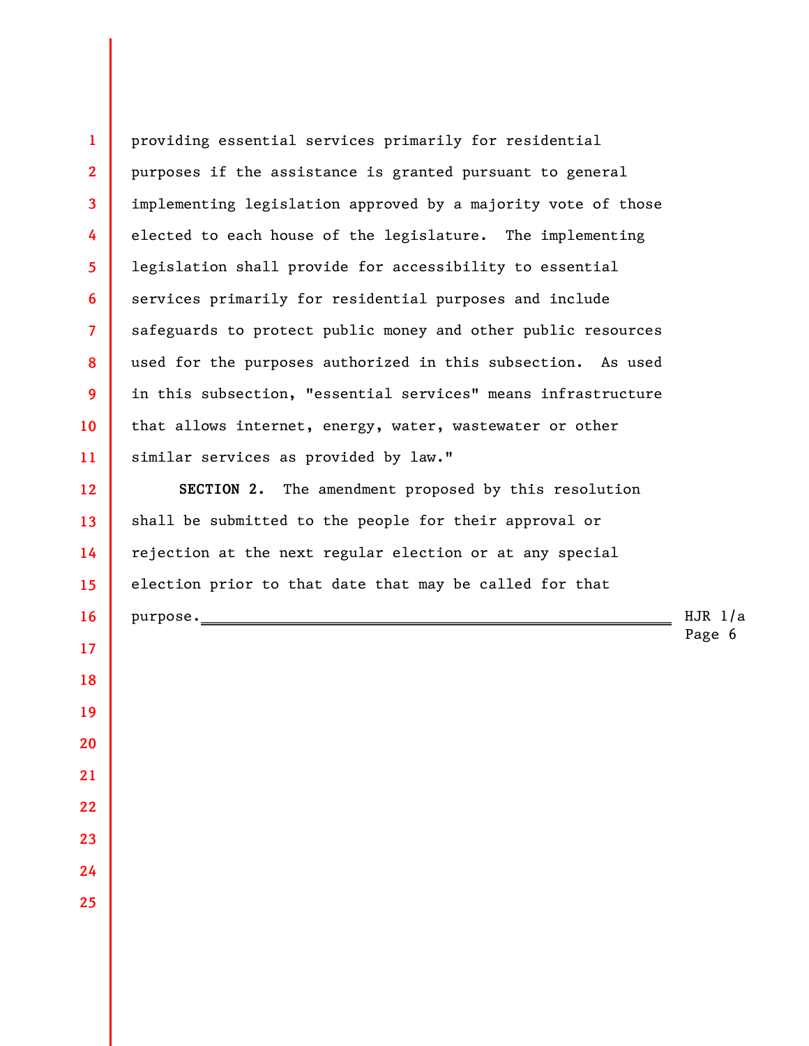providing essential services primarily for residential purposes if the assistance is granted pursuant to general implementing legislation approved by a majority vote of those elected to each house of the legislature. The implementing legislation shall provide for accessibility to essential services primarily for residential purposes and include safeguards to protect public money and other public resources used for the purposes authorized in this subsection. As used in this subsection, "essential services" means infrastructure that allows internet, energy, water, wastewater or other similar services as provided by law."

**SECTION 2.** The amendment proposed by this resolution shall be submitted to the people for their approval or rejection at the next regular election or at any special election prior to that date that may be called for that purpose.